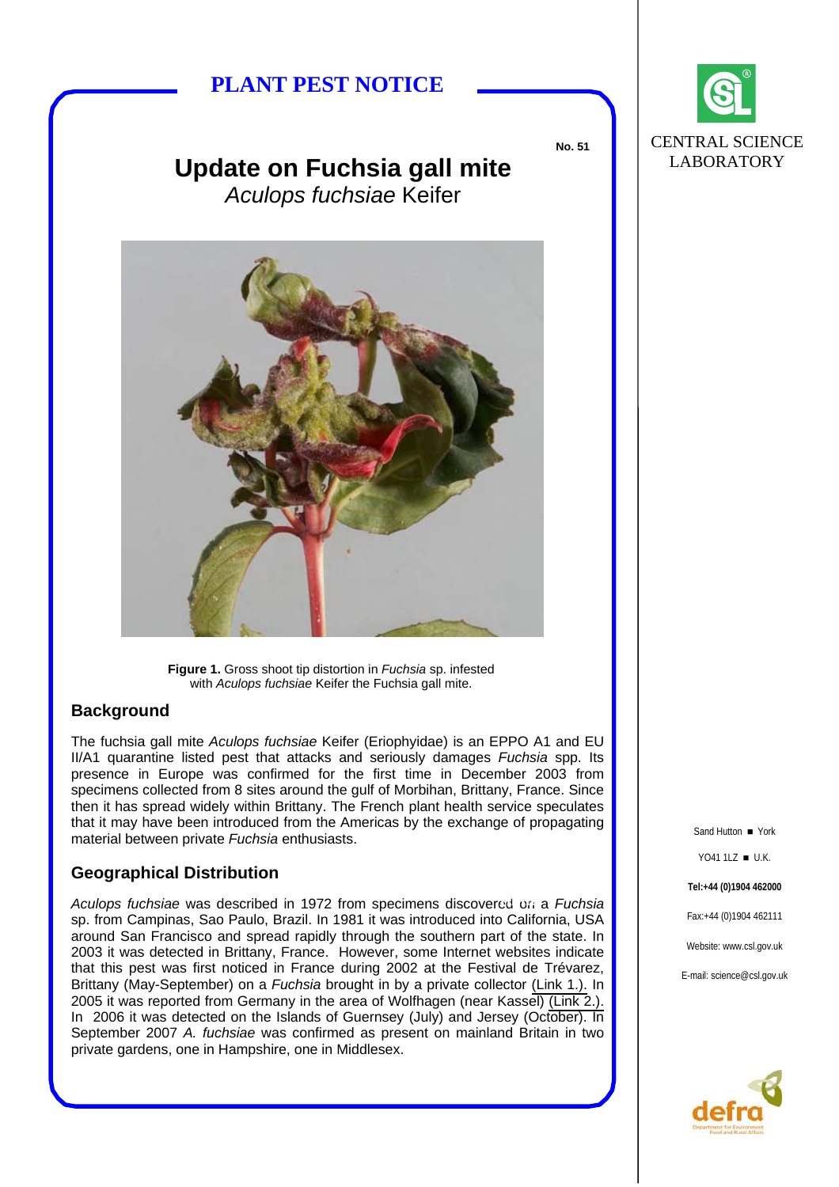# PLANT PEST NOTICE

No. 51

## Update on Fuchsia gall mite

*Aculops fuchsiae* Keifer

**Figure 1.** Gross shoot tip distortion in *Fuchsia* sp. infested with *Aculops fuchsiae* Keifer the Fuchsia gall mite.

### Background

The fuchsia gall mite *Aculops fuchsiae* Keifer (Eriophyidae) is an EPPO A1 and EU II/A1 quarantine listed pest that attacks and seriously damages *Fuchsia* spp. Its presence in Europe was confirmed for the first time in December 2003 from specimens collected from 8 sites around the gulf of Morbihan, Brittany, France. Since then it has spread widely within Brittany. The French plant health service speculates that it may have been introduced from the Americas by the exchange of propagating material between private *Fuchsia* enthusiasts.

### Geographical Distribution

*Aculops fuchsiae* was described in 1972 from specimens discovered on a *Fuchsia* sp. from Campinas, Sao Paulo, Brazil. In 1981 it was introduced into California, USA around San Francisco and spread rapidly through the southern part of the state. In 2003 it was detected in Brittany, France. However, some Internet websites indicate that this pest was first noticed in France during 2002 at the Festival de Trévarez, Brittany (May-September) on a *Fuchsia* brought in by a private collector (Link 1.). In 2005 it was reported from Germany in the area of Wolfhagen (near Kassel) (Link 2.). In 2006 it was detected on the Islands of Guernsey (July) and Jersey (October). In September 2007 *A. fuchsiae* was confirmed as present on mainland Britain in two private gardens, one in Hampshire, one in Middlesex.

CENTRAL SCIENCE LABORATORY

Sand Hutton ■ York

YO41 1LZ ■ U.K.

Tel:+44 (0)1904 462000

Fax:+44 (0)1904 462111

Website: www.csl.gov.uk

E-mail: science@csl.gov.uk

defra
Department for Environment Food and Rural Affairs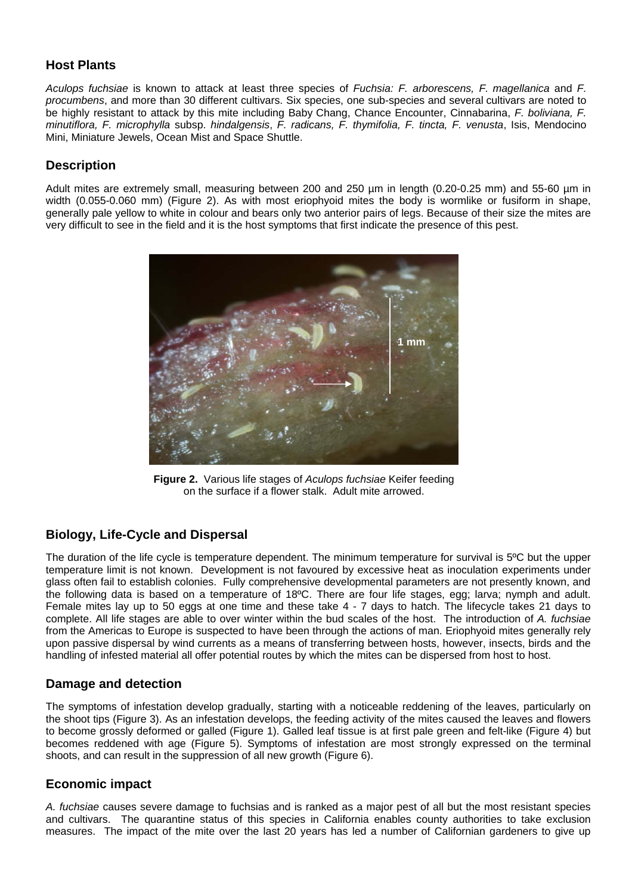## Host Plants

*Aculops fuchsiae* is known to attack at least three species of *Fuchsia: F. arborescens, F. magellanica* and *F. procumbens*, and more than 30 different cultivars. Six species, one sub-species and several cultivars are noted to be highly resistant to attack by this mite including Baby Chang, Chance Encounter, Cinnabarina, *F. boliviana, F. minutiflora, F. microphylla* subsp. *hindalgensis*, *F. radicans, F. thymifolia, F. tincta, F. venusta*, Isis, Mendocino Mini, Miniature Jewels, Ocean Mist and Space Shuttle.

## Description

Adult mites are extremely small, measuring between 200 and 250 µm in length (0.20-0.25 mm) and 55-60 µm in width (0.055-0.060 mm) (Figure 2). As with most eriophyoid mites the body is wormlike or fusiform in shape, generally pale yellow to white in colour and bears only two anterior pairs of legs. Because of their size the mites are very difficult to see in the field and it is the host symptoms that first indicate the presence of this pest.

**Figure 2.** Various life stages of *Aculops fuchsiae* Keifer feeding on the surface if a flower stalk. Adult mite arrowed.

## Biology, Life-Cycle and Dispersal

The duration of the life cycle is temperature dependent. The minimum temperature for survival is 5ºC but the upper temperature limit is not known. Development is not favoured by excessive heat as inoculation experiments under glass often fail to establish colonies. Fully comprehensive developmental parameters are not presently known, and the following data is based on a temperature of 18ºC. There are four life stages, egg; larva; nymph and adult. Female mites lay up to 50 eggs at one time and these take 4 - 7 days to hatch. The lifecycle takes 21 days to complete. All life stages are able to over winter within the bud scales of the host. The introduction of *A. fuchsiae* from the Americas to Europe is suspected to have been through the actions of man. Eriophyoid mites generally rely upon passive dispersal by wind currents as a means of transferring between hosts, however, insects, birds and the handling of infested material all offer potential routes by which the mites can be dispersed from host to host.

## Damage and detection

The symptoms of infestation develop gradually, starting with a noticeable reddening of the leaves, particularly on the shoot tips (Figure 3). As an infestation develops, the feeding activity of the mites caused the leaves and flowers to become grossly deformed or galled (Figure 1). Galled leaf tissue is at first pale green and felt-like (Figure 4) but becomes reddened with age (Figure 5). Symptoms of infestation are most strongly expressed on the terminal shoots, and can result in the suppression of all new growth (Figure 6).

## Economic impact

*A. fuchsiae* causes severe damage to fuchsias and is ranked as a major pest of all but the most resistant species and cultivars. The quarantine status of this species in California enables county authorities to take exclusion measures. The impact of the mite over the last 20 years has led a number of Californian gardeners to give up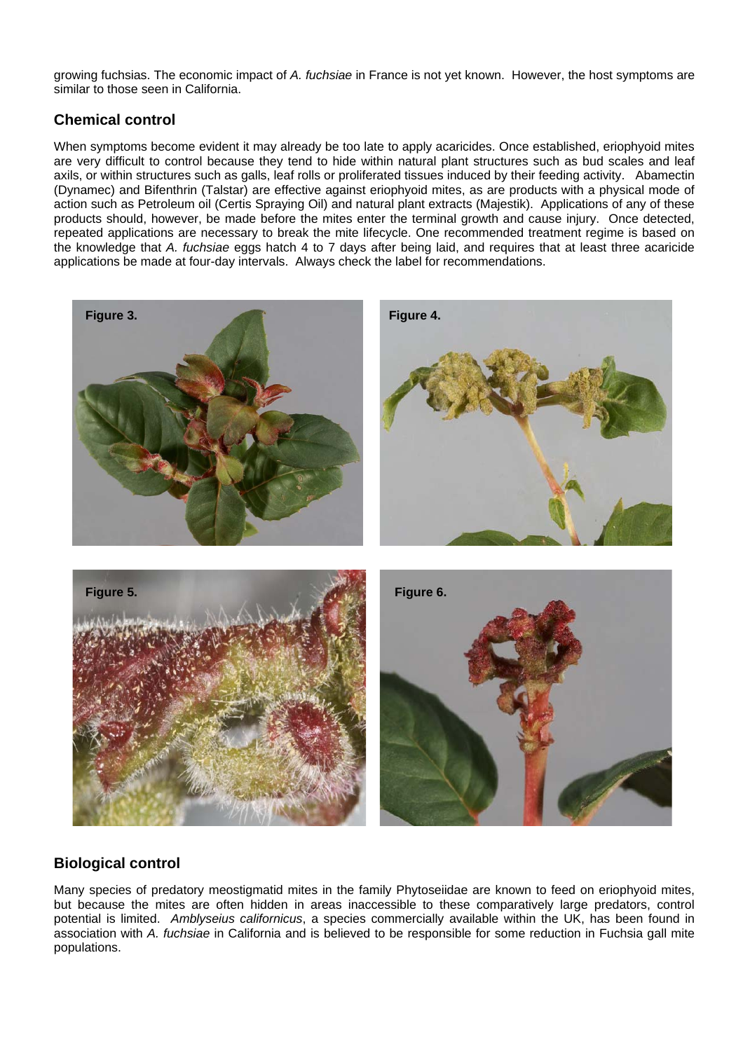growing fuchsias. The economic impact of *A. fuchsiae* in France is not yet known. However, the host symptoms are similar to those seen in California.

## Chemical control

When symptoms become evident it may already be too late to apply acaricides. Once established, eriophyoid mites are very difficult to control because they tend to hide within natural plant structures such as bud scales and leaf axils, or within structures such as galls, leaf rolls or proliferated tissues induced by their feeding activity. Abamectin (Dynamec) and Bifenthrin (Talstar) are effective against eriophyoid mites, as are products with a physical mode of action such as Petroleum oil (Certis Spraying Oil) and natural plant extracts (Majestik). Applications of any of these products should, however, be made before the mites enter the terminal growth and cause injury. Once detected, repeated applications are necessary to break the mite lifecycle. One recommended treatment regime is based on the knowledge that *A. fuchsiae* eggs hatch 4 to 7 days after being laid, and requires that at least three acaricide applications be made at four-day intervals. Always check the label for recommendations.

**Figure 3.**

**Figure 4.**

**Figure 5.**

**Figure 6.**

## Biological control

Many species of predatory meostigmatid mites in the family Phytoseiidae are known to feed on eriophyoid mites, but because the mites are often hidden in areas inaccessible to these comparatively large predators, control potential is limited. *Amblyseius californicus*, a species commercially available within the UK, has been found in association with *A. fuchsiae* in California and is believed to be responsible for some reduction in Fuchsia gall mite populations.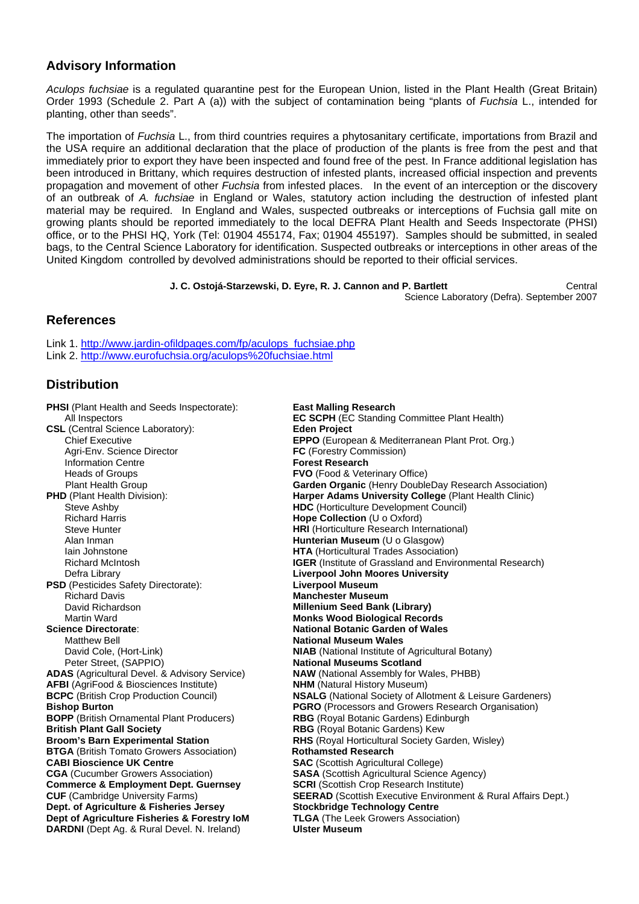## Advisory Information

*Aculops fuchsiae* is a regulated quarantine pest for the European Union, listed in the Plant Health (Great Britain) Order 1993 (Schedule 2. Part A (a)) with the subject of contamination being "plants of *Fuchsia* L., intended for planting, other than seeds".

The importation of *Fuchsia* L., from third countries requires a phytosanitary certificate, importations from Brazil and the USA require an additional declaration that the place of production of the plants is free from the pest and that immediately prior to export they have been inspected and found free of the pest. In France additional legislation has been introduced in Brittany, which requires destruction of infested plants, increased official inspection and prevents propagation and movement of other *Fuchsia* from infested places. In the event of an interception or the discovery of an outbreak of *A. fuchsiae* in England or Wales, statutory action including the destruction of infested plant material may be required. In England and Wales, suspected outbreaks or interceptions of Fuchsia gall mite on growing plants should be reported immediately to the local DEFRA Plant Health and Seeds Inspectorate (PHSI) office, or to the PHSI HQ, York (Tel: 01904 455174, Fax; 01904 455197). Samples should be submitted, in sealed bags, to the Central Science Laboratory for identification. Suspected outbreaks or interceptions in other areas of the United Kingdom controlled by devolved administrations should be reported to their official services.

**J. C. Ostojá-Starzewski, D. Eyre, R. J. Cannon and P. Bartlett** Central Science Laboratory (Defra). September 2007

## References

Link 1. http://www.jardin-ofildpages.com/fp/aculops_fuchsiae.php
Link 2. http://www.eurofuchsia.org/aculops%20fuchsiae.html

## Distribution

**PHSI** (Plant Health and Seeds Inspectorate):
- All Inspectors

**CSL** (Central Science Laboratory):
- Chief Executive
- Agri-Env. Science Director
- Information Centre
- Heads of Groups
- Plant Health Group

**PHD** (Plant Health Division):
- Steve Ashby
- Richard Harris
- Steve Hunter
- Alan Inman
- Iain Johnstone
- Richard McIntosh
- Defra Library

**PSD** (Pesticides Safety Directorate):
- Richard Davis
- David Richardson
- Martin Ward

**Science Directorate**:
- Matthew Bell
- David Cole, (Hort-Link)
- Peter Street, (SAPPIO)

**ADAS** (Agricultural Devel. & Advisory Service)
**AFBI** (AgriFood & Biosciences Institute)
**BCPC** (British Crop Production Council)
**Bishop Burton**
**BOPP** (British Ornamental Plant Producers)
**British Plant Gall Society**
**Broom's Barn Experimental Station**
**BTGA** (British Tomato Growers Association)
**CABI Bioscience UK Centre**
**CGA** (Cucumber Growers Association)
**Commerce & Employment Dept. Guernsey**
**CUF** (Cambridge University Farms)
**Dept. of Agriculture & Fisheries Jersey**
**Dept of Agriculture Fisheries & Forestry IoM**
**DARDNI** (Dept Ag. & Rural Devel. N. Ireland)
**East Malling Research**
**EC SCPH** (EC Standing Committee Plant Health)
**Eden Project**
**EPPO** (European & Mediterranean Plant Prot. Org.)
**FC** (Forestry Commission)
**Forest Research**
**FVO** (Food & Veterinary Office)
**Garden Organic** (Henry DoubleDay Research Association)
**Harper Adams University College** (Plant Health Clinic)
**HDC** (Horticulture Development Council)
**Hope Collection** (U o Oxford)
**HRI** (Horticulture Research International)
**Hunterian Museum** (U o Glasgow)
**HTA** (Horticultural Trades Association)
**IGER** (Institute of Grassland and Environmental Research)
**Liverpool John Moores University**
**Liverpool Museum**
**Manchester Museum**
**Millenium Seed Bank (Library)**
**Monks Wood Biological Records**
**National Botanic Garden of Wales**
**National Museum Wales**
**NIAB** (National Institute of Agricultural Botany)
**National Museums Scotland**
**NAW** (National Assembly for Wales, PHBB)
**NHM** (Natural History Museum)
**NSALG** (National Society of Allotment & Leisure Gardeners)
**PGRO** (Processors and Growers Research Organisation)
**RBG** (Royal Botanic Gardens) Edinburgh
**RBG** (Royal Botanic Gardens) Kew
**RHS** (Royal Horticultural Society Garden, Wisley)
**Rothamsted Research**
**SAC** (Scottish Agricultural College)
**SASA** (Scottish Agricultural Science Agency)
**SCRI** (Scottish Crop Research Institute)
**SEERAD** (Scottish Executive Environment & Rural Affairs Dept.)
**Stockbridge Technology Centre**
**TLGA** (The Leek Growers Association)
**Ulster Museum**